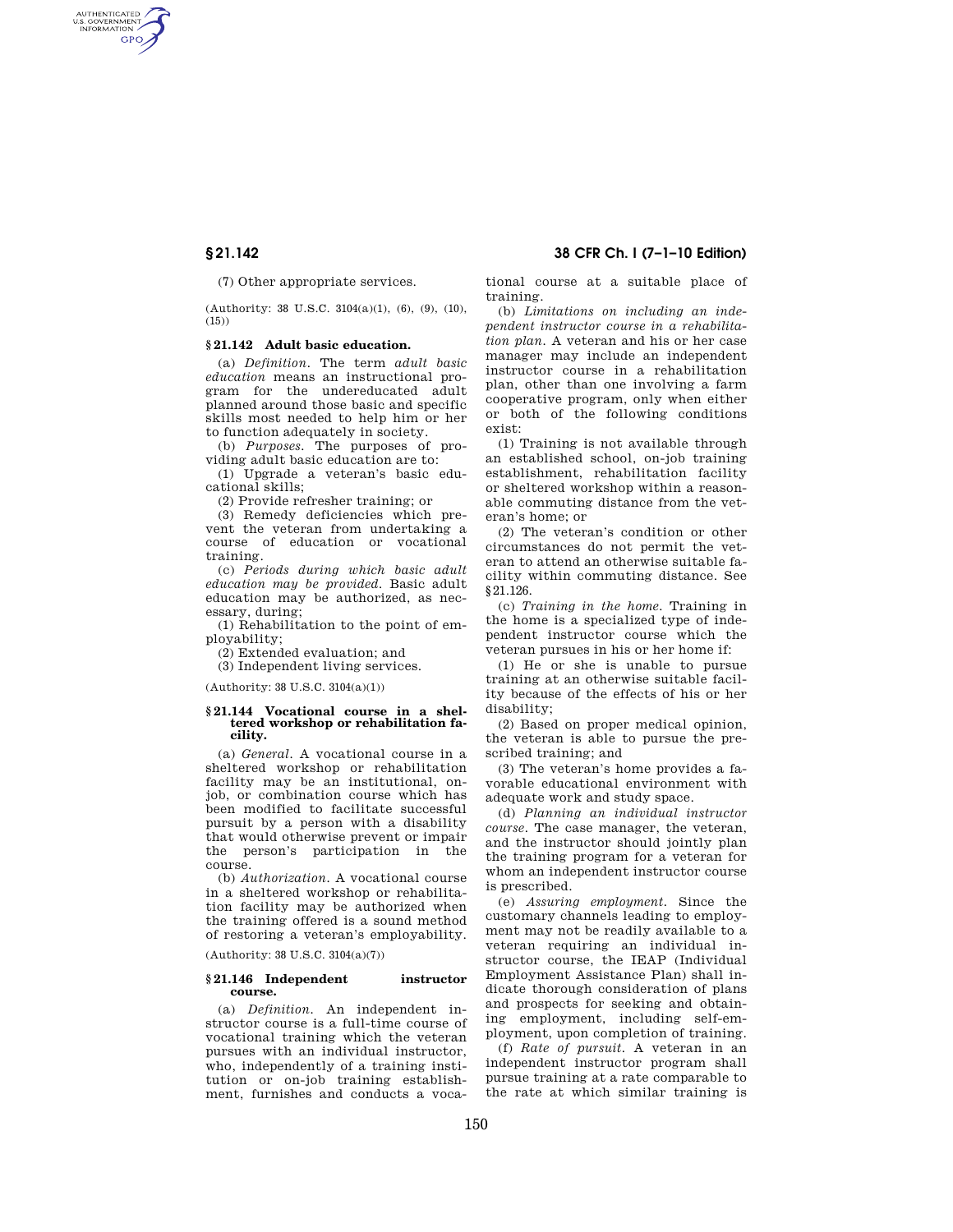(7) Other appropriate services.

(Authority: 38 U.S.C. 3104(a)(1), (6), (9), (10), (15))

### § 21.142 Adult basic education.

(a) *Definition.* The term *adult basic education* means an instructional program for the undereducated adult planned around those basic and specific skills most needed to help him or her to function adequately in society.

(b) *Purposes.* The purposes of providing adult basic education are to:

(1) Upgrade a veteran's basic educational skills;

(2) Provide refresher training; or

(3) Remedy deficiencies which prevent the veteran from undertaking a course of education or vocational training.

(c) *Periods during which basic adult education may be provided.* Basic adult education may be authorized, as necessary, during;

(1) Rehabilitation to the point of employability;

(2) Extended evaluation; and

(3) Independent living services.

(Authority: 38 U.S.C. 3104(a)(1))

### § 21.144 Vocational course in a sheltered workshop or rehabilitation facility.

(a) *General.* A vocational course in a sheltered workshop or rehabilitation facility may be an institutional, on-job, or combination course which has been modified to facilitate successful pursuit by a person with a disability that would otherwise prevent or impair the person's participation in the course.

(b) *Authorization.* A vocational course in a sheltered workshop or rehabilitation facility may be authorized when the training offered is a sound method of restoring a veteran's employability.

(Authority: 38 U.S.C. 3104(a)(7))

### § 21.146 Independent instructor course.

(a) *Definition.* An independent instructor course is a full-time course of vocational training which the veteran pursues with an individual instructor, who, independently of a training institution or on-job training establishment, furnishes and conducts a vocational course at a suitable place of training.

(b) *Limitations on including an independent instructor course in a rehabilitation plan.* A veteran and his or her case manager may include an independent instructor course in a rehabilitation plan, other than one involving a farm cooperative program, only when either or both of the following conditions exist:

(1) Training is not available through an established school, on-job training establishment, rehabilitation facility or sheltered workshop within a reasonable commuting distance from the veteran's home; or

(2) The veteran's condition or other circumstances do not permit the veteran to attend an otherwise suitable facility within commuting distance. See § 21.126.

(c) *Training in the home.* Training in the home is a specialized type of independent instructor course which the veteran pursues in his or her home if:

(1) He or she is unable to pursue training at an otherwise suitable facility because of the effects of his or her disability;

(2) Based on proper medical opinion, the veteran is able to pursue the prescribed training; and

(3) The veteran's home provides a favorable educational environment with adequate work and study space.

(d) *Planning an individual instructor course.* The case manager, the veteran, and the instructor should jointly plan the training program for a veteran for whom an independent instructor course is prescribed.

(e) *Assuring employment.* Since the customary channels leading to employment may not be readily available to a veteran requiring an individual instructor course, the IEAP (Individual Employment Assistance Plan) shall indicate thorough consideration of plans and prospects for seeking and obtaining employment, including self-employment, upon completion of training.

(f) *Rate of pursuit.* A veteran in an independent instructor program shall pursue training at a rate comparable to the rate at which similar training is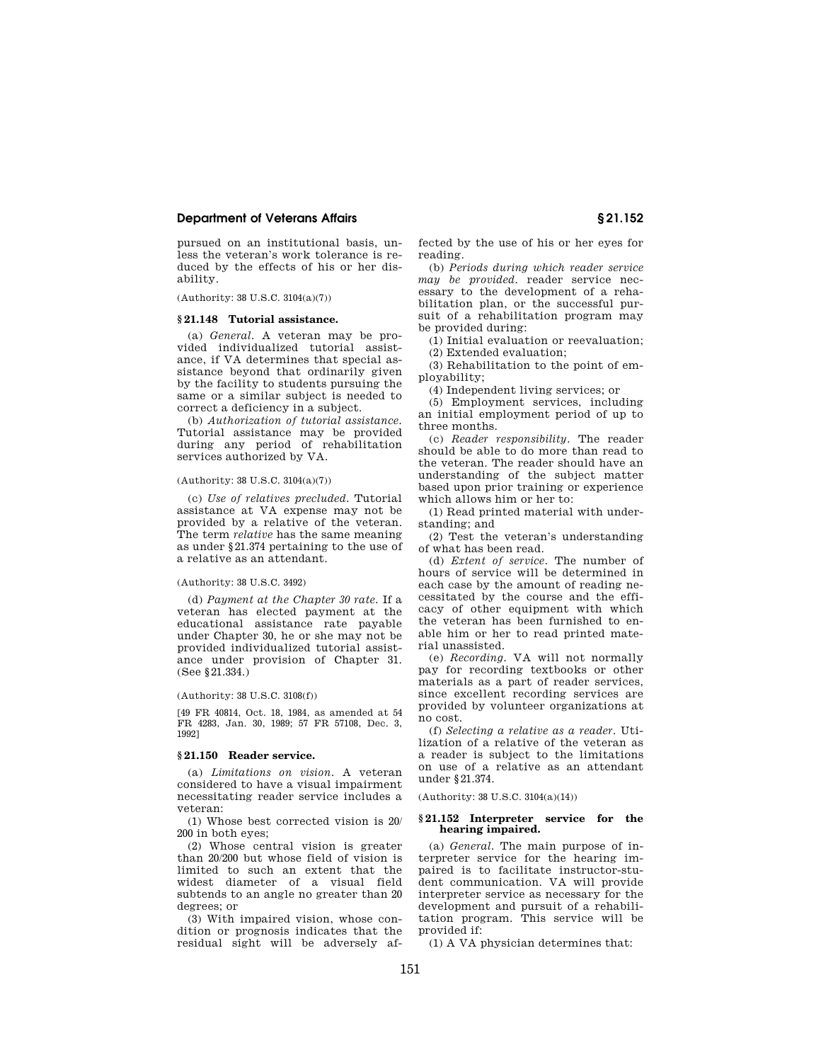pursued on an institutional basis, unless the veteran's work tolerance is reduced by the effects of his or her disability.

(Authority: 38 U.S.C. 3104(a)(7))

### § 21.148 Tutorial assistance.

(a) *General.* A veteran may be provided individualized tutorial assistance, if VA determines that special assistance beyond that ordinarily given by the facility to students pursuing the same or a similar subject is needed to correct a deficiency in a subject.

(b) *Authorization of tutorial assistance.* Tutorial assistance may be provided during any period of rehabilitation services authorized by VA.

(Authority: 38 U.S.C. 3104(a)(7))

(c) *Use of relatives precluded.* Tutorial assistance at VA expense may not be provided by a relative of the veteran. The term *relative* has the same meaning as under § 21.374 pertaining to the use of a relative as an attendant.

(Authority: 38 U.S.C. 3492)

(d) *Payment at the Chapter 30 rate.* If a veteran has elected payment at the educational assistance rate payable under Chapter 30, he or she may not be provided individualized tutorial assistance under provision of Chapter 31. (See § 21.334.)

(Authority: 38 U.S.C. 3108(f))

[49 FR 40814, Oct. 18, 1984, as amended at 54 FR 4283, Jan. 30, 1989; 57 FR 57108, Dec. 3, 1992]

### § 21.150 Reader service.

(a) *Limitations on vision.* A veteran considered to have a visual impairment necessitating reader service includes a veteran:

(1) Whose best corrected vision is 20/200 in both eyes;

(2) Whose central vision is greater than 20/200 but whose field of vision is limited to such an extent that the widest diameter of a visual field subtends to an angle no greater than 20 degrees; or

(3) With impaired vision, whose condition or prognosis indicates that the residual sight will be adversely affected by the use of his or her eyes for reading.

(b) *Periods during which reader service may be provided.* reader service necessary to the development of a rehabilitation plan, or the successful pursuit of a rehabilitation program may be provided during:

(1) Initial evaluation or reevaluation;

(2) Extended evaluation;

(3) Rehabilitation to the point of employability;

(4) Independent living services; or

(5) Employment services, including an initial employment period of up to three months.

(c) *Reader responsibility.* The reader should be able to do more than read to the veteran. The reader should have an understanding of the subject matter based upon prior training or experience which allows him or her to:

(1) Read printed material with understanding; and

(2) Test the veteran's understanding of what has been read.

(d) *Extent of service.* The number of hours of service will be determined in each case by the amount of reading necessitated by the course and the efficacy of other equipment with which the veteran has been furnished to enable him or her to read printed material unassisted.

(e) *Recording.* VA will not normally pay for recording textbooks or other materials as a part of reader services, since excellent recording services are provided by volunteer organizations at no cost.

(f) *Selecting a relative as a reader.* Utilization of a relative of the veteran as a reader is subject to the limitations on use of a relative as an attendant under § 21.374.

(Authority: 38 U.S.C. 3104(a)(14))

### § 21.152 Interpreter service for the hearing impaired.

(a) *General.* The main purpose of interpreter service for the hearing impaired is to facilitate instructor-student communication. VA will provide interpreter service as necessary for the development and pursuit of a rehabilitation program. This service will be provided if:

(1) A VA physician determines that: